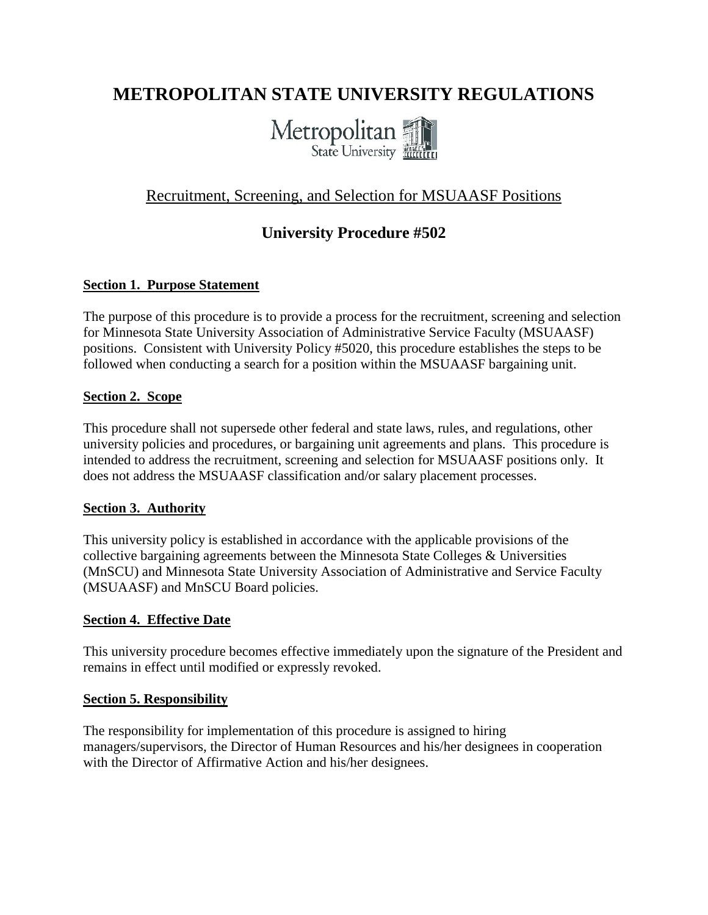# METROPOLITAN STATE UNIVERSITY REGULATIONS

Metropolitan State University

## Recruitment, Screening, and Selection for MSUAASF Positions

## University Procedure #502

**Section 1. Purpose Statement**

The purpose of this procedure is to provide a process for the recruitment, screening and selection for Minnesota State University Association of Administrative Service Faculty (MSUAASF) positions. Consistent with University Policy #5020, this procedure establishes the steps to be followed when conducting a search for a position within the MSUAASF bargaining unit.

**Section 2. Scope**

This procedure shall not supersede other federal and state laws, rules, and regulations, other university policies and procedures, or bargaining unit agreements and plans. This procedure is intended to address the recruitment, screening and selection for MSUAASF positions only. It does not address the MSUAASF classification and/or salary placement processes.

**Section 3. Authority**

This university policy is established in accordance with the applicable provisions of the collective bargaining agreements between the Minnesota State Colleges & Universities (MnSCU) and Minnesota State University Association of Administrative and Service Faculty (MSUAASF) and MnSCU Board policies.

**Section 4. Effective Date**

This university procedure becomes effective immediately upon the signature of the President and remains in effect until modified or expressly revoked.

**Section 5. Responsibility**

The responsibility for implementation of this procedure is assigned to hiring managers/supervisors, the Director of Human Resources and his/her designees in cooperation with the Director of Affirmative Action and his/her designees.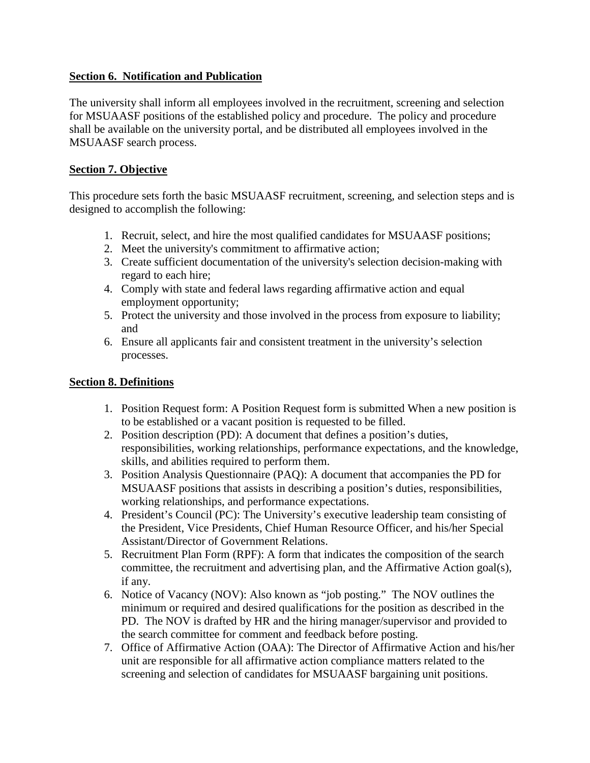**Section 6. Notification and Publication**

The university shall inform all employees involved in the recruitment, screening and selection for MSUAASF positions of the established policy and procedure. The policy and procedure shall be available on the university portal, and be distributed all employees involved in the MSUAASF search process.

**Section 7. Objective**

This procedure sets forth the basic MSUAASF recruitment, screening, and selection steps and is designed to accomplish the following:

1. Recruit, select, and hire the most qualified candidates for MSUAASF positions;
2. Meet the university's commitment to affirmative action;
3. Create sufficient documentation of the university's selection decision-making with regard to each hire;
4. Comply with state and federal laws regarding affirmative action and equal employment opportunity;
5. Protect the university and those involved in the process from exposure to liability; and
6. Ensure all applicants fair and consistent treatment in the university's selection processes.

**Section 8. Definitions**

1. Position Request form: A Position Request form is submitted When a new position is to be established or a vacant position is requested to be filled.
2. Position description (PD): A document that defines a position's duties, responsibilities, working relationships, performance expectations, and the knowledge, skills, and abilities required to perform them.
3. Position Analysis Questionnaire (PAQ): A document that accompanies the PD for MSUAASF positions that assists in describing a position's duties, responsibilities, working relationships, and performance expectations.
4. President's Council (PC): The University's executive leadership team consisting of the President, Vice Presidents, Chief Human Resource Officer, and his/her Special Assistant/Director of Government Relations.
5. Recruitment Plan Form (RPF): A form that indicates the composition of the search committee, the recruitment and advertising plan, and the Affirmative Action goal(s), if any.
6. Notice of Vacancy (NOV): Also known as "job posting." The NOV outlines the minimum or required and desired qualifications for the position as described in the PD. The NOV is drafted by HR and the hiring manager/supervisor and provided to the search committee for comment and feedback before posting.
7. Office of Affirmative Action (OAA): The Director of Affirmative Action and his/her unit are responsible for all affirmative action compliance matters related to the screening and selection of candidates for MSUAASF bargaining unit positions.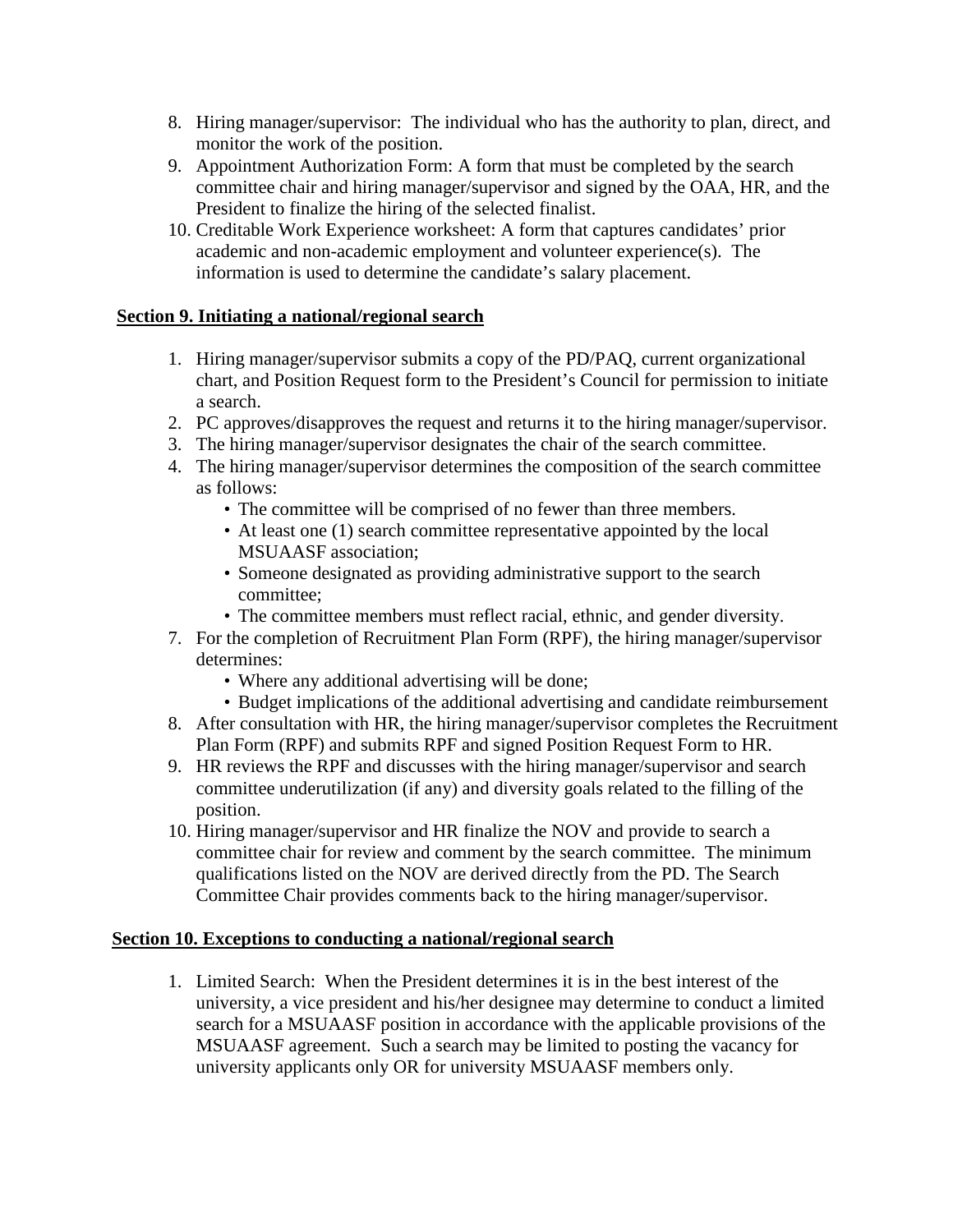8. Hiring manager/supervisor: The individual who has the authority to plan, direct, and monitor the work of the position.
9. Appointment Authorization Form: A form that must be completed by the search committee chair and hiring manager/supervisor and signed by the OAA, HR, and the President to finalize the hiring of the selected finalist.
10. Creditable Work Experience worksheet: A form that captures candidates' prior academic and non-academic employment and volunteer experience(s). The information is used to determine the candidate's salary placement.

**Section 9. Initiating a national/regional search**

1. Hiring manager/supervisor submits a copy of the PD/PAQ, current organizational chart, and Position Request form to the President's Council for permission to initiate a search.
2. PC approves/disapproves the request and returns it to the hiring manager/supervisor.
3. The hiring manager/supervisor designates the chair of the search committee.
4. The hiring manager/supervisor determines the composition of the search committee as follows:
   - The committee will be comprised of no fewer than three members.
   - At least one (1) search committee representative appointed by the local MSUAASF association;
   - Someone designated as providing administrative support to the search committee;
   - The committee members must reflect racial, ethnic, and gender diversity.
7. For the completion of Recruitment Plan Form (RPF), the hiring manager/supervisor determines:
   - Where any additional advertising will be done;
   - Budget implications of the additional advertising and candidate reimbursement
8. After consultation with HR, the hiring manager/supervisor completes the Recruitment Plan Form (RPF) and submits RPF and signed Position Request Form to HR.
9. HR reviews the RPF and discusses with the hiring manager/supervisor and search committee underutilization (if any) and diversity goals related to the filling of the position.
10. Hiring manager/supervisor and HR finalize the NOV and provide to search a committee chair for review and comment by the search committee. The minimum qualifications listed on the NOV are derived directly from the PD. The Search Committee Chair provides comments back to the hiring manager/supervisor.

**Section 10. Exceptions to conducting a national/regional search**

1. Limited Search: When the President determines it is in the best interest of the university, a vice president and his/her designee may determine to conduct a limited search for a MSUAASF position in accordance with the applicable provisions of the MSUAASF agreement. Such a search may be limited to posting the vacancy for university applicants only OR for university MSUAASF members only.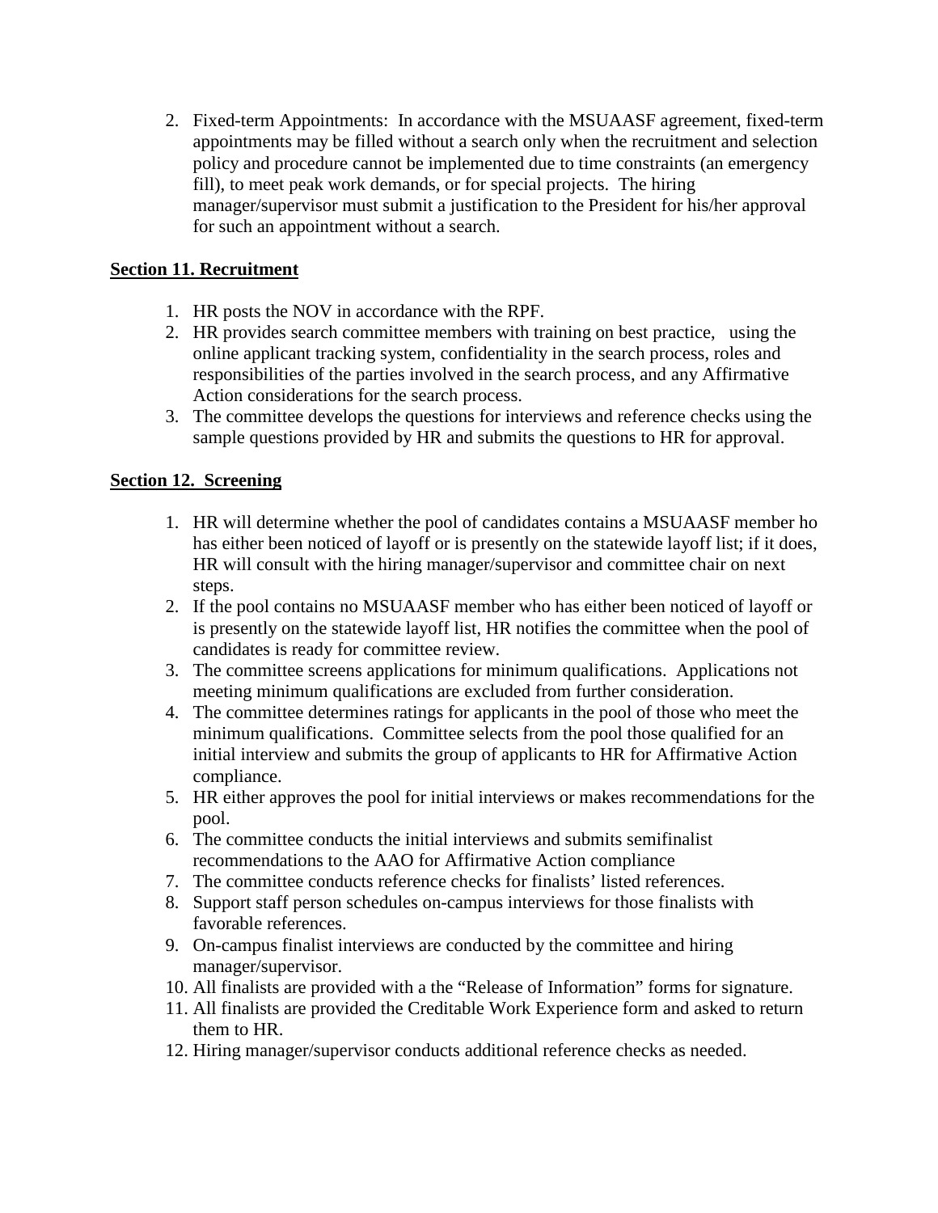2. Fixed-term Appointments: In accordance with the MSUAASF agreement, fixed-term appointments may be filled without a search only when the recruitment and selection policy and procedure cannot be implemented due to time constraints (an emergency fill), to meet peak work demands, or for special projects. The hiring manager/supervisor must submit a justification to the President for his/her approval for such an appointment without a search.

**Section 11. Recruitment**

1. HR posts the NOV in accordance with the RPF.
2. HR provides search committee members with training on best practice, using the online applicant tracking system, confidentiality in the search process, roles and responsibilities of the parties involved in the search process, and any Affirmative Action considerations for the search process.
3. The committee develops the questions for interviews and reference checks using the sample questions provided by HR and submits the questions to HR for approval.

**Section 12. Screening**

1. HR will determine whether the pool of candidates contains a MSUAASF member ho has either been noticed of layoff or is presently on the statewide layoff list; if it does, HR will consult with the hiring manager/supervisor and committee chair on next steps.
2. If the pool contains no MSUAASF member who has either been noticed of layoff or is presently on the statewide layoff list, HR notifies the committee when the pool of candidates is ready for committee review.
3. The committee screens applications for minimum qualifications. Applications not meeting minimum qualifications are excluded from further consideration.
4. The committee determines ratings for applicants in the pool of those who meet the minimum qualifications. Committee selects from the pool those qualified for an initial interview and submits the group of applicants to HR for Affirmative Action compliance.
5. HR either approves the pool for initial interviews or makes recommendations for the pool.
6. The committee conducts the initial interviews and submits semifinalist recommendations to the AAO for Affirmative Action compliance
7. The committee conducts reference checks for finalists' listed references.
8. Support staff person schedules on-campus interviews for those finalists with favorable references.
9. On-campus finalist interviews are conducted by the committee and hiring manager/supervisor.
10. All finalists are provided with a the "Release of Information" forms for signature.
11. All finalists are provided the Creditable Work Experience form and asked to return them to HR.
12. Hiring manager/supervisor conducts additional reference checks as needed.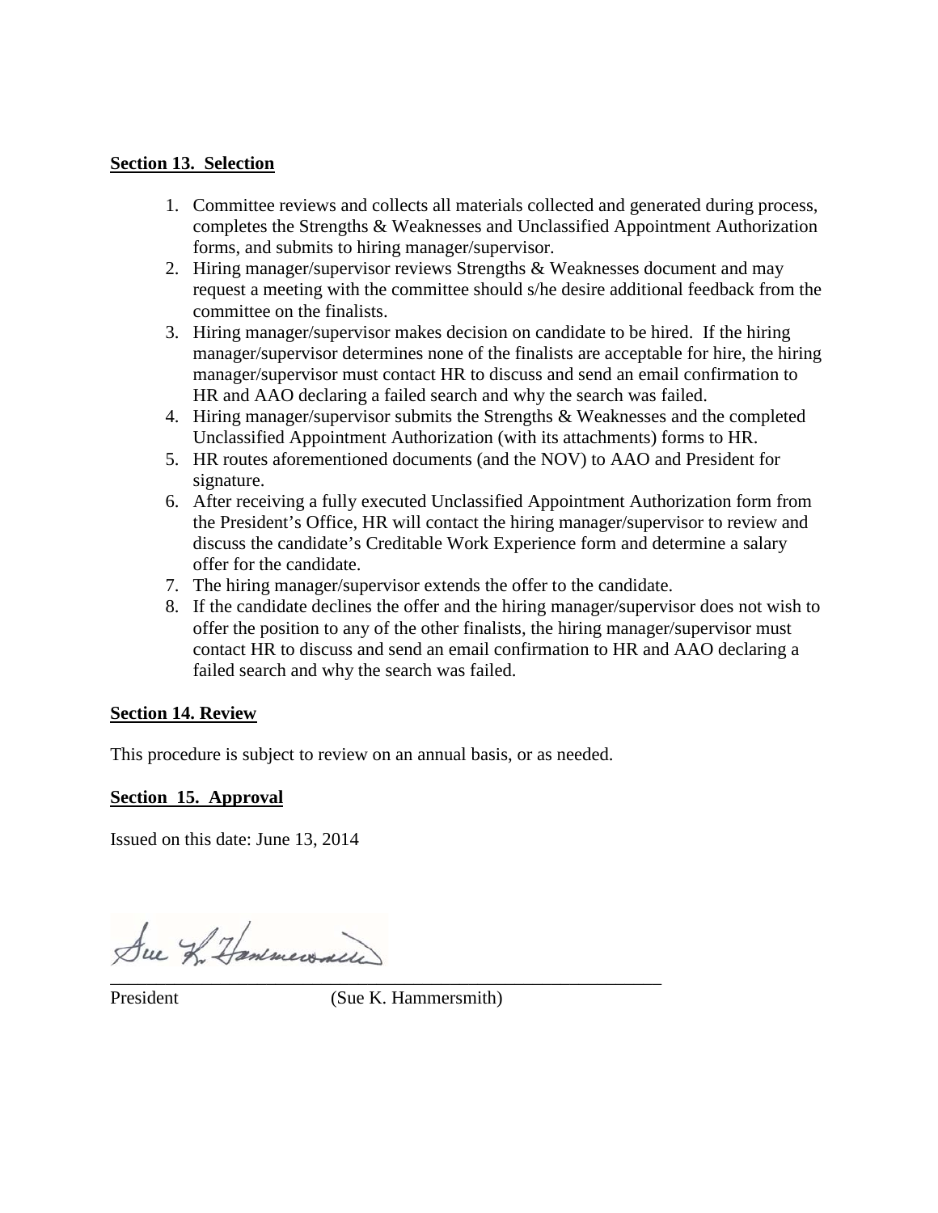**Section 13. Selection**

1. Committee reviews and collects all materials collected and generated during process, completes the Strengths & Weaknesses and Unclassified Appointment Authorization forms, and submits to hiring manager/supervisor.
2. Hiring manager/supervisor reviews Strengths & Weaknesses document and may request a meeting with the committee should s/he desire additional feedback from the committee on the finalists.
3. Hiring manager/supervisor makes decision on candidate to be hired. If the hiring manager/supervisor determines none of the finalists are acceptable for hire, the hiring manager/supervisor must contact HR to discuss and send an email confirmation to HR and AAO declaring a failed search and why the search was failed.
4. Hiring manager/supervisor submits the Strengths & Weaknesses and the completed Unclassified Appointment Authorization (with its attachments) forms to HR.
5. HR routes aforementioned documents (and the NOV) to AAO and President for signature.
6. After receiving a fully executed Unclassified Appointment Authorization form from the President's Office, HR will contact the hiring manager/supervisor to review and discuss the candidate's Creditable Work Experience form and determine a salary offer for the candidate.
7. The hiring manager/supervisor extends the offer to the candidate.
8. If the candidate declines the offer and the hiring manager/supervisor does not wish to offer the position to any of the other finalists, the hiring manager/supervisor must contact HR to discuss and send an email confirmation to HR and AAO declaring a failed search and why the search was failed.

**Section 14. Review**

This procedure is subject to review on an annual basis, or as needed.

**Section 15. Approval**

Issued on this date: June 13, 2014

Sue K. Hammersmith

President (Sue K. Hammersmith)